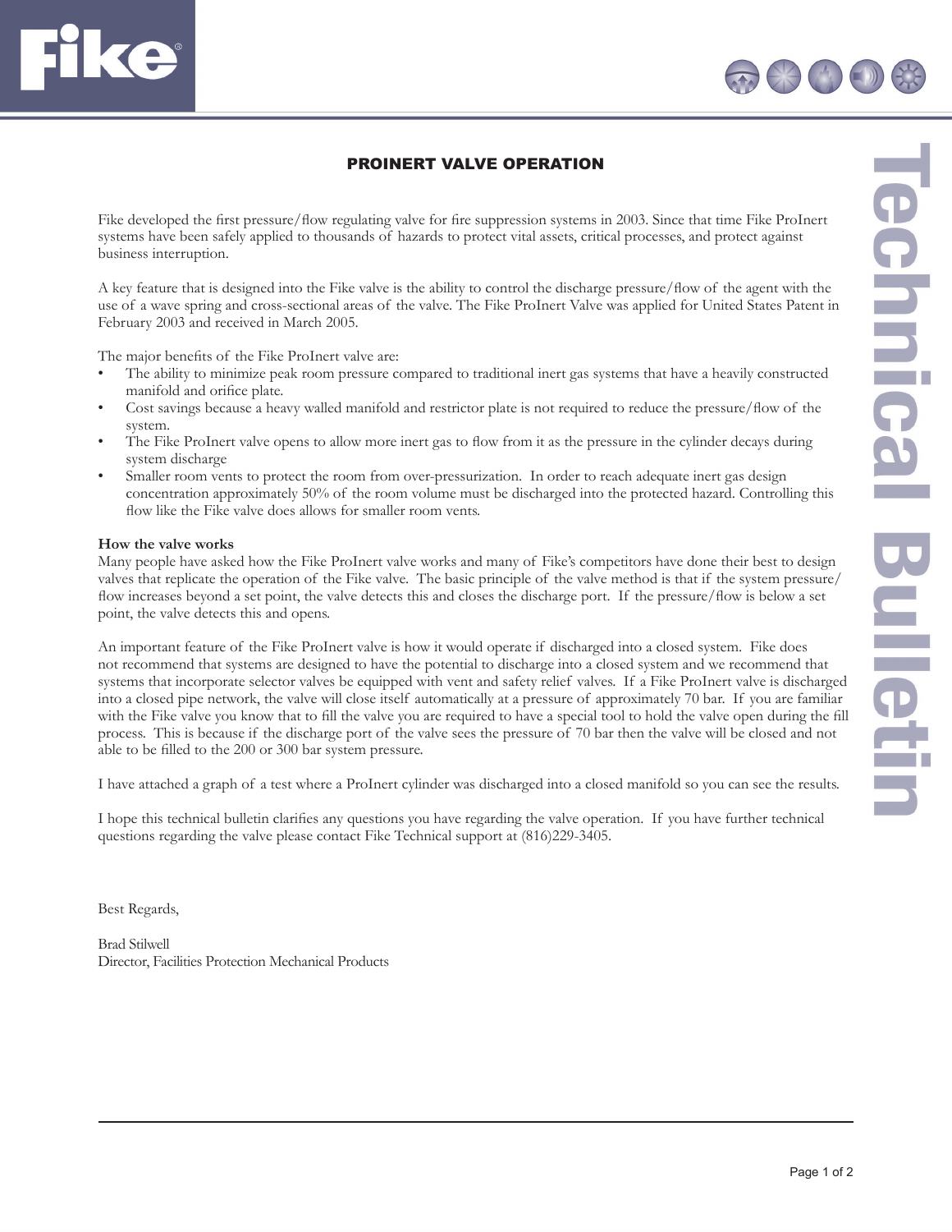# PROINERT VALVE OPERATION

Fike developed the first pressure/flow regulating valve for fire suppression systems in 2003. Since that time Fike ProInert systems have been safely applied to thousands of hazards to protect vital assets, critical processes, and protect against business interruption.

A key feature that is designed into the Fike valve is the ability to control the discharge pressure/flow of the agent with the use of a wave spring and cross-sectional areas of the valve. The Fike ProInert Valve was applied for United States Patent in February 2003 and received in March 2005.

The major benefits of the Fike ProInert valve are:

- The ability to minimize peak room pressure compared to traditional inert gas systems that have a heavily constructed manifold and orifice plate.
- Cost savings because a heavy walled manifold and restrictor plate is not required to reduce the pressure/flow of the system.
- The Fike ProInert valve opens to allow more inert gas to flow from it as the pressure in the cylinder decays during system discharge
- Smaller room vents to protect the room from over-pressurization. In order to reach adequate inert gas design concentration approximately 50% of the room volume must be discharged into the protected hazard. Controlling this flow like the Fike valve does allows for smaller room vents.

**How the valve works**

Many people have asked how the Fike ProInert valve works and many of Fike's competitors have done their best to design valves that replicate the operation of the Fike valve. The basic principle of the valve method is that if the system pressure/flow increases beyond a set point, the valve detects this and closes the discharge port. If the pressure/flow is below a set point, the valve detects this and opens.

An important feature of the Fike ProInert valve is how it would operate if discharged into a closed system. Fike does not recommend that systems are designed to have the potential to discharge into a closed system and we recommend that systems that incorporate selector valves be equipped with vent and safety relief valves. If a Fike ProInert valve is discharged into a closed pipe network, the valve will close itself automatically at a pressure of approximately 70 bar. If you are familiar with the Fike valve you know that to fill the valve you are required to have a special tool to hold the valve open during the fill process. This is because if the discharge port of the valve sees the pressure of 70 bar then the valve will be closed and not able to be filled to the 200 or 300 bar system pressure.

I have attached a graph of a test where a ProInert cylinder was discharged into a closed manifold so you can see the results.

I hope this technical bulletin clarifies any questions you have regarding the valve operation. If you have further technical questions regarding the valve please contact Fike Technical support at (816)229-3405.

Best Regards,

Brad Stilwell
Director, Facilities Protection Mechanical Products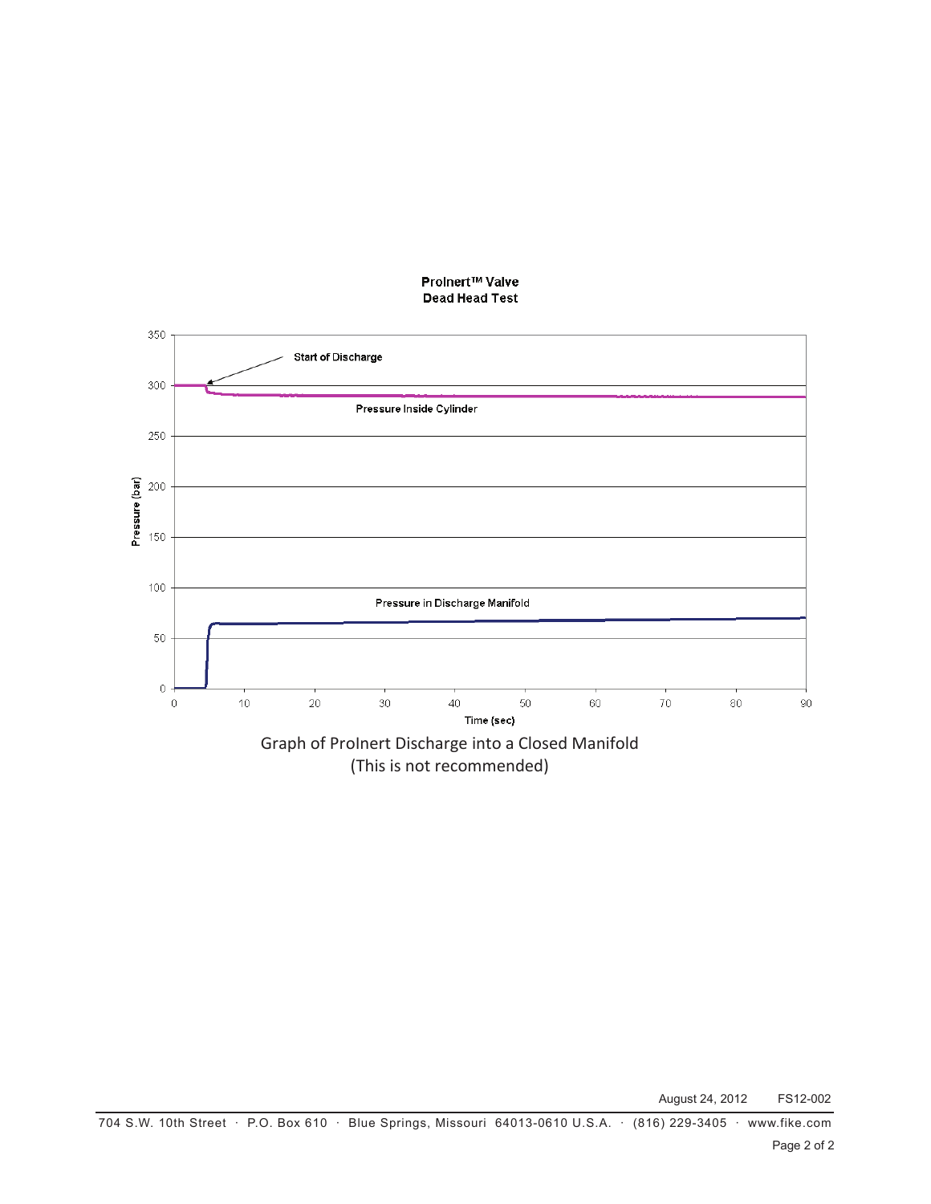ProInert™ Valve
Dead Head Test

350
300
250
200
150
100
50
0

Pressure (bar)

Start of Discharge

Pressure Inside Cylinder

Pressure in Discharge Manifold

0 10 20 30 40 50 60 70 80 90

Time (sec)

Graph of ProInert Discharge into a Closed Manifold
(This is not recommended)

August 24, 2012 FS12-002

704 S.W. 10th Street · P.O. Box 610 · Blue Springs, Missouri 64013-0610 U.S.A. · (816) 229-3405 · www.fike.com